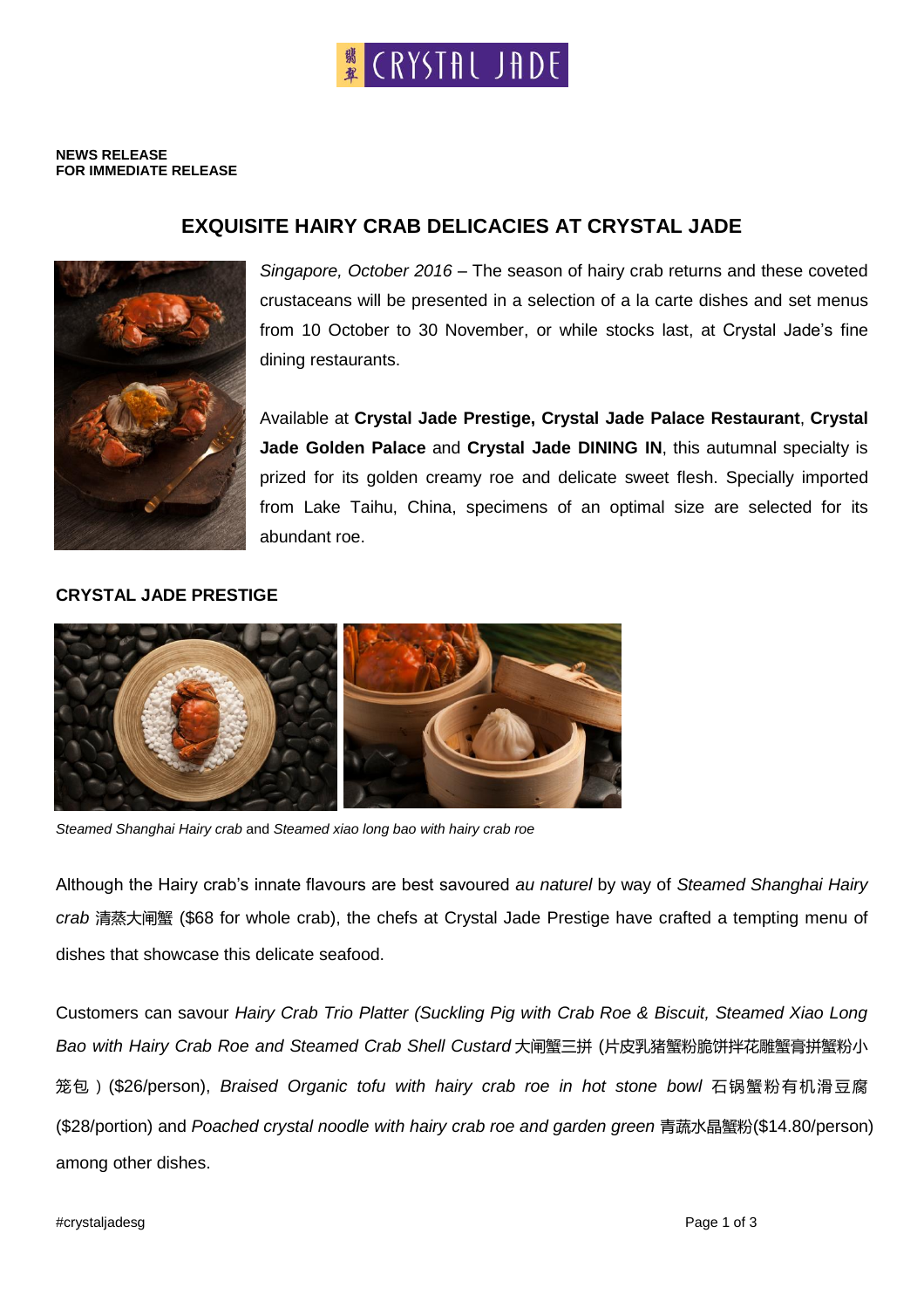**NEWS RELEASE**
**FOR IMMEDIATE RELEASE**

# EXQUISITE HAIRY CRAB DELICACIES AT CRYSTAL JADE

*Singapore, October 2016* – The season of hairy crab returns and these coveted crustaceans will be presented in a selection of a la carte dishes and set menus from 10 October to 30 November, or while stocks last, at Crystal Jade's fine dining restaurants.

Available at **Crystal Jade Prestige, Crystal Jade Palace Restaurant**, **Crystal Jade Golden Palace** and **Crystal Jade DINING IN**, this autumnal specialty is prized for its golden creamy roe and delicate sweet flesh. Specially imported from Lake Taihu, China, specimens of an optimal size are selected for its abundant roe.

## CRYSTAL JADE PRESTIGE

*Steamed Shanghai Hairy crab* and *Steamed xiao long bao with hairy crab roe*

Although the Hairy crab's innate flavours are best savoured *au naturel* by way of *Steamed Shanghai Hairy crab* 清蒸大闸蟹 ($68 for whole crab), the chefs at Crystal Jade Prestige have crafted a tempting menu of dishes that showcase this delicate seafood.

Customers can savour *Hairy Crab Trio Platter (Suckling Pig with Crab Roe & Biscuit, Steamed Xiao Long Bao with Hairy Crab Roe and Steamed Crab Shell Custard* 大闸蟹三拼 (片皮乳猪蟹粉脆饼拌花雕蟹膏拼蟹粉小笼包）($26/person), *Braised Organic tofu with hairy crab roe in hot stone bowl* 石锅蟹粉有机滑豆腐 ($28/portion) and *Poached crystal noodle with hairy crab roe and garden green* 青蔬水晶蟹粉($14.80/person) among other dishes.

#crystaljadesg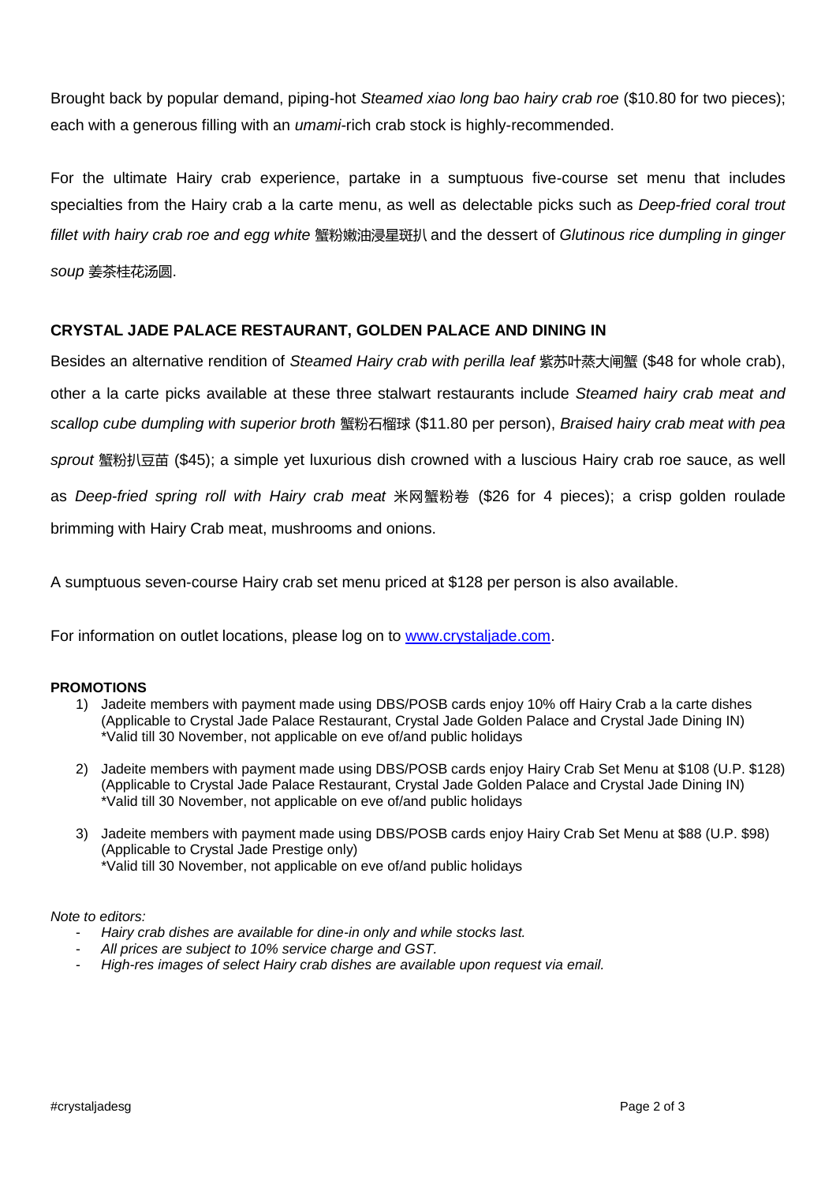Brought back by popular demand, piping-hot *Steamed xiao long bao hairy crab roe* ($10.80 for two pieces); each with a generous filling with an *umami*-rich crab stock is highly-recommended.

For the ultimate Hairy crab experience, partake in a sumptuous five-course set menu that includes specialties from the Hairy crab a la carte menu, as well as delectable picks such as *Deep-fried coral trout fillet with hairy crab roe and egg white* 蟹粉嫩油浸星斑扒 and the dessert of *Glutinous rice dumpling in ginger soup* 姜茶桂花汤圆.

**CRYSTAL JADE PALACE RESTAURANT, GOLDEN PALACE AND DINING IN**

Besides an alternative rendition of *Steamed Hairy crab with perilla leaf* 紫苏叶蒸大闸蟹 ($48 for whole crab), other a la carte picks available at these three stalwart restaurants include *Steamed hairy crab meat and scallop cube dumpling with superior broth* 蟹粉石榴球 ($11.80 per person), *Braised hairy crab meat with pea sprout* 蟹粉扒豆苗 ($45); a simple yet luxurious dish crowned with a luscious Hairy crab roe sauce, as well as *Deep-fried spring roll with Hairy crab meat* 米网蟹粉卷 ($26 for 4 pieces); a crisp golden roulade brimming with Hairy Crab meat, mushrooms and onions.

A sumptuous seven-course Hairy crab set menu priced at $128 per person is also available.

For information on outlet locations, please log on to [www.crystaljade.com](www.crystaljade.com).

**PROMOTIONS**

1) Jadeite members with payment made using DBS/POSB cards enjoy 10% off Hairy Crab a la carte dishes (Applicable to Crystal Jade Palace Restaurant, Crystal Jade Golden Palace and Crystal Jade Dining IN)
*Valid till 30 November, not applicable on eve of/and public holidays

2) Jadeite members with payment made using DBS/POSB cards enjoy Hairy Crab Set Menu at $108 (U.P. $128) (Applicable to Crystal Jade Palace Restaurant, Crystal Jade Golden Palace and Crystal Jade Dining IN)
*Valid till 30 November, not applicable on eve of/and public holidays

3) Jadeite members with payment made using DBS/POSB cards enjoy Hairy Crab Set Menu at $88 (U.P. $98) (Applicable to Crystal Jade Prestige only)
*Valid till 30 November, not applicable on eve of/and public holidays

*Note to editors:*

- *Hairy crab dishes are available for dine-in only and while stocks last.*
- *All prices are subject to 10% service charge and GST.*
- *High-res images of select Hairy crab dishes are available upon request via email.*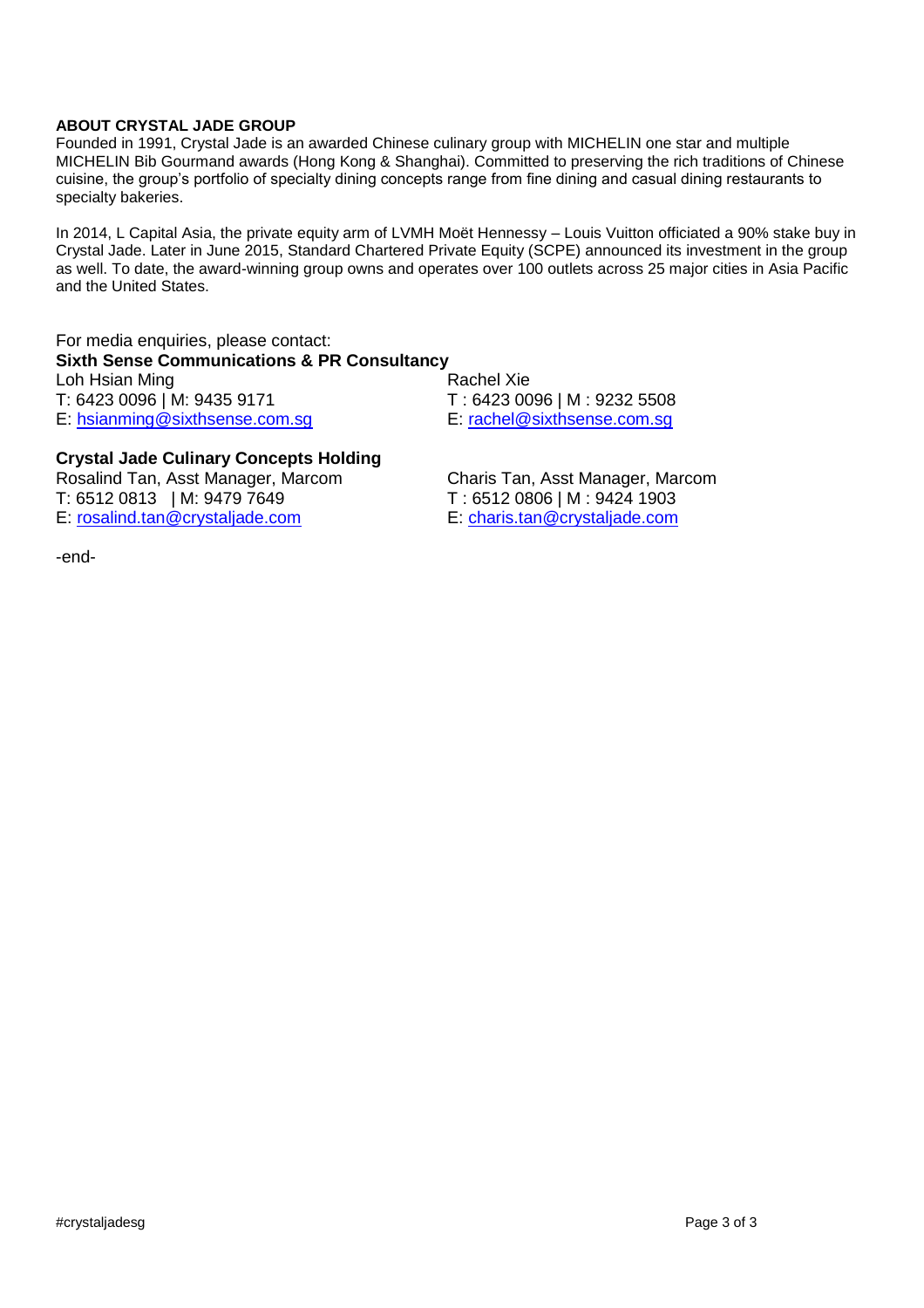**ABOUT CRYSTAL JADE GROUP**

Founded in 1991, Crystal Jade is an awarded Chinese culinary group with MICHELIN one star and multiple MICHELIN Bib Gourmand awards (Hong Kong & Shanghai). Committed to preserving the rich traditions of Chinese cuisine, the group's portfolio of specialty dining concepts range from fine dining and casual dining restaurants to specialty bakeries.

In 2014, L Capital Asia, the private equity arm of LVMH Moët Hennessy – Louis Vuitton officiated a 90% stake buy in Crystal Jade. Later in June 2015, Standard Chartered Private Equity (SCPE) announced its investment in the group as well. To date, the award-winning group owns and operates over 100 outlets across 25 major cities in Asia Pacific and the United States.

For media enquiries, please contact:

**Sixth Sense Communications & PR Consultancy**

Loh Hsian Ming
T: 6423 0096 | M: 9435 9171
E: hsianming@sixthsense.com.sg

Rachel Xie
T : 6423 0096 | M : 9232 5508
E: rachel@sixthsense.com.sg

**Crystal Jade Culinary Concepts Holding**

Rosalind Tan, Asst Manager, Marcom
T: 6512 0813 | M: 9479 7649
E: rosalind.tan@crystaljade.com

Charis Tan, Asst Manager, Marcom
T : 6512 0806 | M : 9424 1903
E: charis.tan@crystaljade.com

-end-

#crystaljadesg